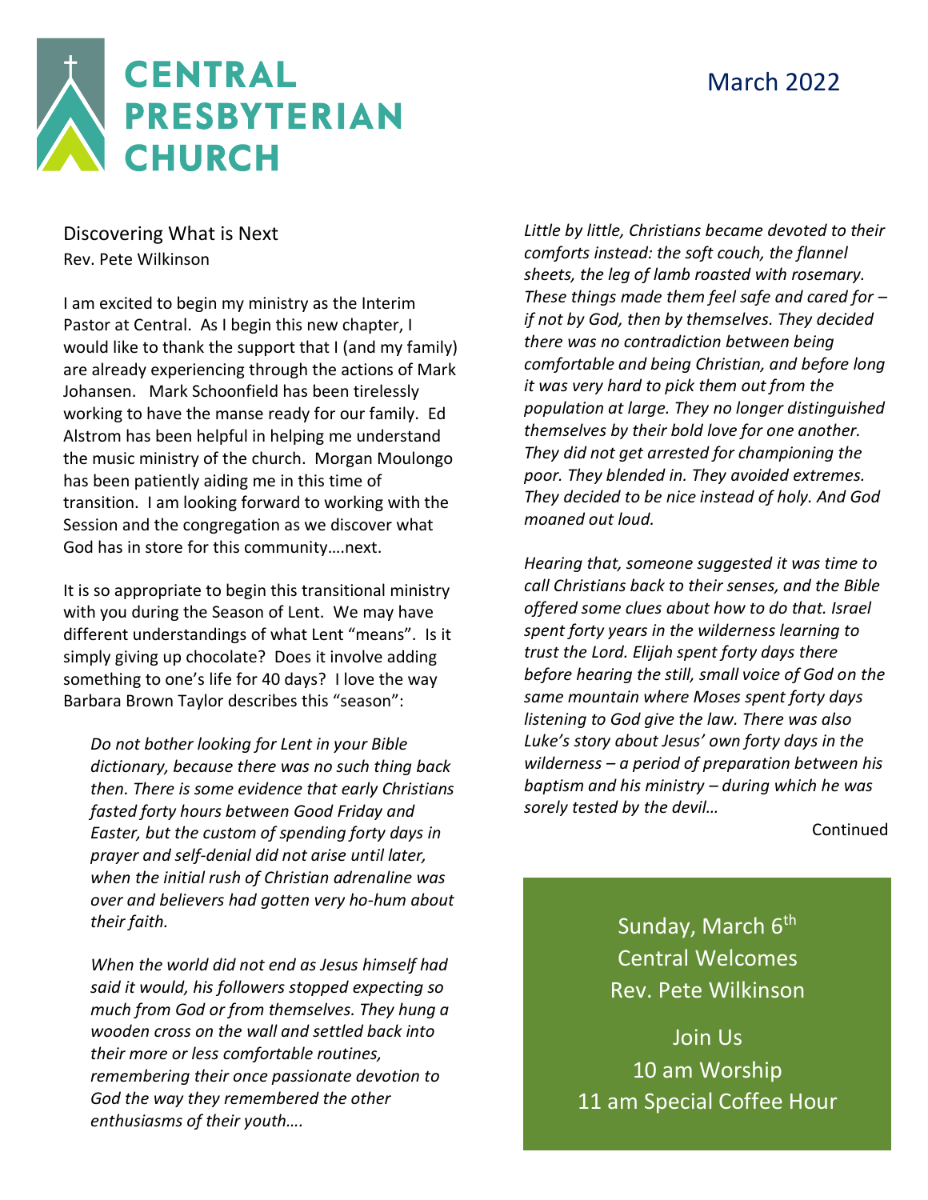# CENTRAL PRESBYTERIAN CHURCH

March 2022

## Discovering What is Next

Rev. Pete Wilkinson

I am excited to begin my ministry as the Interim Pastor at Central. As I begin this new chapter, I would like to thank the support that I (and my family) are already experiencing through the actions of Mark Johansen. Mark Schoonfield has been tirelessly working to have the manse ready for our family. Ed Alstrom has been helpful in helping me understand the music ministry of the church. Morgan Moulongo has been patiently aiding me in this time of transition. I am looking forward to working with the Session and the congregation as we discover what God has in store for this community….next.

It is so appropriate to begin this transitional ministry with you during the Season of Lent. We may have different understandings of what Lent "means". Is it simply giving up chocolate? Does it involve adding something to one's life for 40 days? I love the way Barbara Brown Taylor describes this "season":

> *Do not bother looking for Lent in your Bible dictionary, because there was no such thing back then. There is some evidence that early Christians fasted forty hours between Good Friday and Easter, but the custom of spending forty days in prayer and self-denial did not arise until later, when the initial rush of Christian adrenaline was over and believers had gotten very ho-hum about their faith.*
>
> *When the world did not end as Jesus himself had said it would, his followers stopped expecting so much from God or from themselves. They hung a wooden cross on the wall and settled back into their more or less comfortable routines, remembering their once passionate devotion to God the way they remembered the other enthusiasms of their youth….*
>
> *Little by little, Christians became devoted to their comforts instead: the soft couch, the flannel sheets, the leg of lamb roasted with rosemary. These things made them feel safe and cared for – if not by God, then by themselves. They decided there was no contradiction between being comfortable and being Christian, and before long it was very hard to pick them out from the population at large. They no longer distinguished themselves by their bold love for one another. They did not get arrested for championing the poor. They blended in. They avoided extremes. They decided to be nice instead of holy. And God moaned out loud.*
>
> *Hearing that, someone suggested it was time to call Christians back to their senses, and the Bible offered some clues about how to do that. Israel spent forty years in the wilderness learning to trust the Lord. Elijah spent forty days there before hearing the still, small voice of God on the same mountain where Moses spent forty days listening to God give the law. There was also Luke's story about Jesus' own forty days in the wilderness – a period of preparation between his baptism and his ministry – during which he was sorely tested by the devil…*

Continued

Sunday, March 6th
Central Welcomes
Rev. Pete Wilkinson

Join Us
10 am Worship
11 am Special Coffee Hour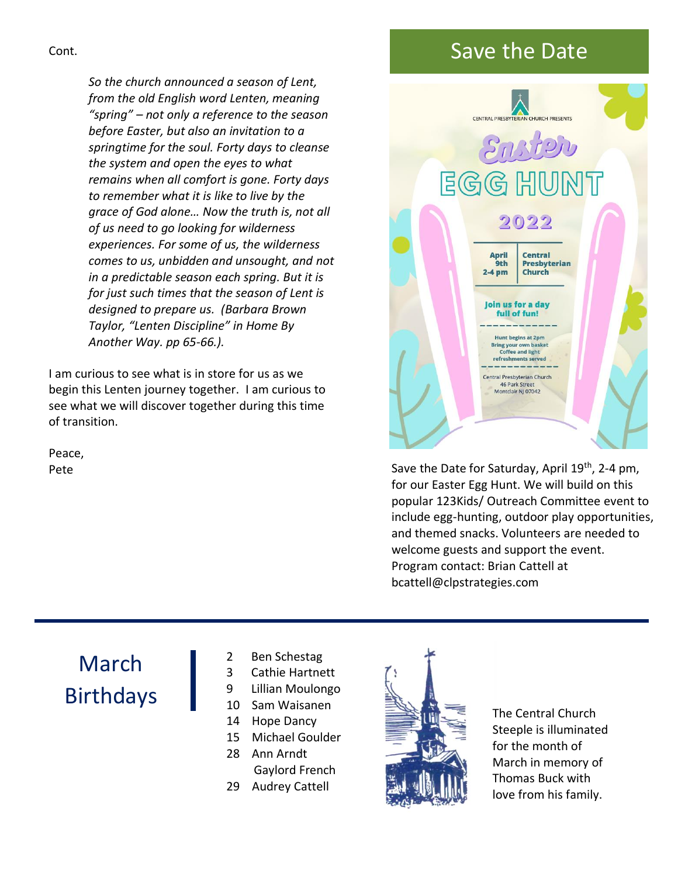Cont.

> *So the church announced a season of Lent, from the old English word Lenten, meaning "spring" – not only a reference to the season before Easter, but also an invitation to a springtime for the soul. Forty days to cleanse the system and open the eyes to what remains when all comfort is gone. Forty days to remember what it is like to live by the grace of God alone… Now the truth is, not all of us need to go looking for wilderness experiences. For some of us, the wilderness comes to us, unbidden and unsought, and not in a predictable season each spring. But it is for just such times that the season of Lent is designed to prepare us. (Barbara Brown Taylor, "Lenten Discipline" in Home By Another Way. pp 65-66.).*

I am curious to see what is in store for us as we begin this Lenten journey together. I am curious to see what we will discover together during this time of transition.

Peace,
Pete

## Save the Date

CENTRAL PRESBYTERIAN CHURCH PRESENTS

Easter EGG HUNT 2022

April 9th 2-4 pm | Central Presbyterian Church

Join us for a day full of fun!

Hunt begins at 2pm
Bring your own basket
Coffee and light refreshments served

Central Presbyterian Church
46 Park Street
Montclair NJ 07042

Save the Date for Saturday, April 19th, 2-4 pm, for our Easter Egg Hunt. We will build on this popular 123Kids/ Outreach Committee event to include egg-hunting, outdoor play opportunities, and themed snacks. Volunteers are needed to welcome guests and support the event. Program contact: Brian Cattell at bcattell@clpstrategies.com

## March Birthdays

- 2 Ben Schestag
- 3 Cathie Hartnett
- 9 Lillian Moulongo
- 10 Sam Waisanen
- 14 Hope Dancy
- 15 Michael Goulder
- 28 Ann Arndt
  Gaylord French
- 29 Audrey Cattell

The Central Church Steeple is illuminated for the month of March in memory of Thomas Buck with love from his family.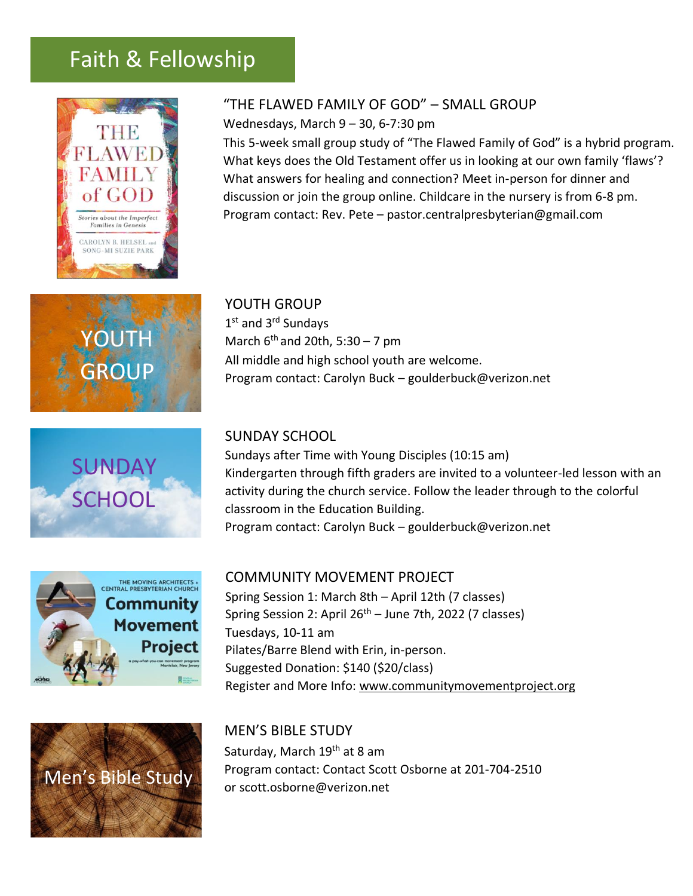# Faith & Fellowship

## "THE FLAWED FAMILY OF GOD" – SMALL GROUP

Wednesdays, March 9 – 30, 6-7:30 pm

This 5-week small group study of "The Flawed Family of God" is a hybrid program. What keys does the Old Testament offer us in looking at our own family 'flaws'? What answers for healing and connection? Meet in-person for dinner and discussion or join the group online. Childcare in the nursery is from 6-8 pm.

Program contact: Rev. Pete – pastor.centralpresbyterian@gmail.com

## YOUTH GROUP

1st and 3rd Sundays

March 6th and 20th, 5:30 – 7 pm

All middle and high school youth are welcome.

Program contact: Carolyn Buck – goulderbuck@verizon.net

## SUNDAY SCHOOL

Sundays after Time with Young Disciples (10:15 am)

Kindergarten through fifth graders are invited to a volunteer-led lesson with an activity during the church service. Follow the leader through to the colorful classroom in the Education Building.

Program contact: Carolyn Buck – goulderbuck@verizon.net

## COMMUNITY MOVEMENT PROJECT

Spring Session 1: March 8th – April 12th (7 classes)

Spring Session 2: April 26th – June 7th, 2022 (7 classes)

Tuesdays, 10-11 am

Pilates/Barre Blend with Erin, in-person.

Suggested Donation: $140 ($20/class)

Register and More Info: www.communitymovementproject.org

## MEN'S BIBLE STUDY

Saturday, March 19th at 8 am

Program contact: Contact Scott Osborne at 201-704-2510 or scott.osborne@verizon.net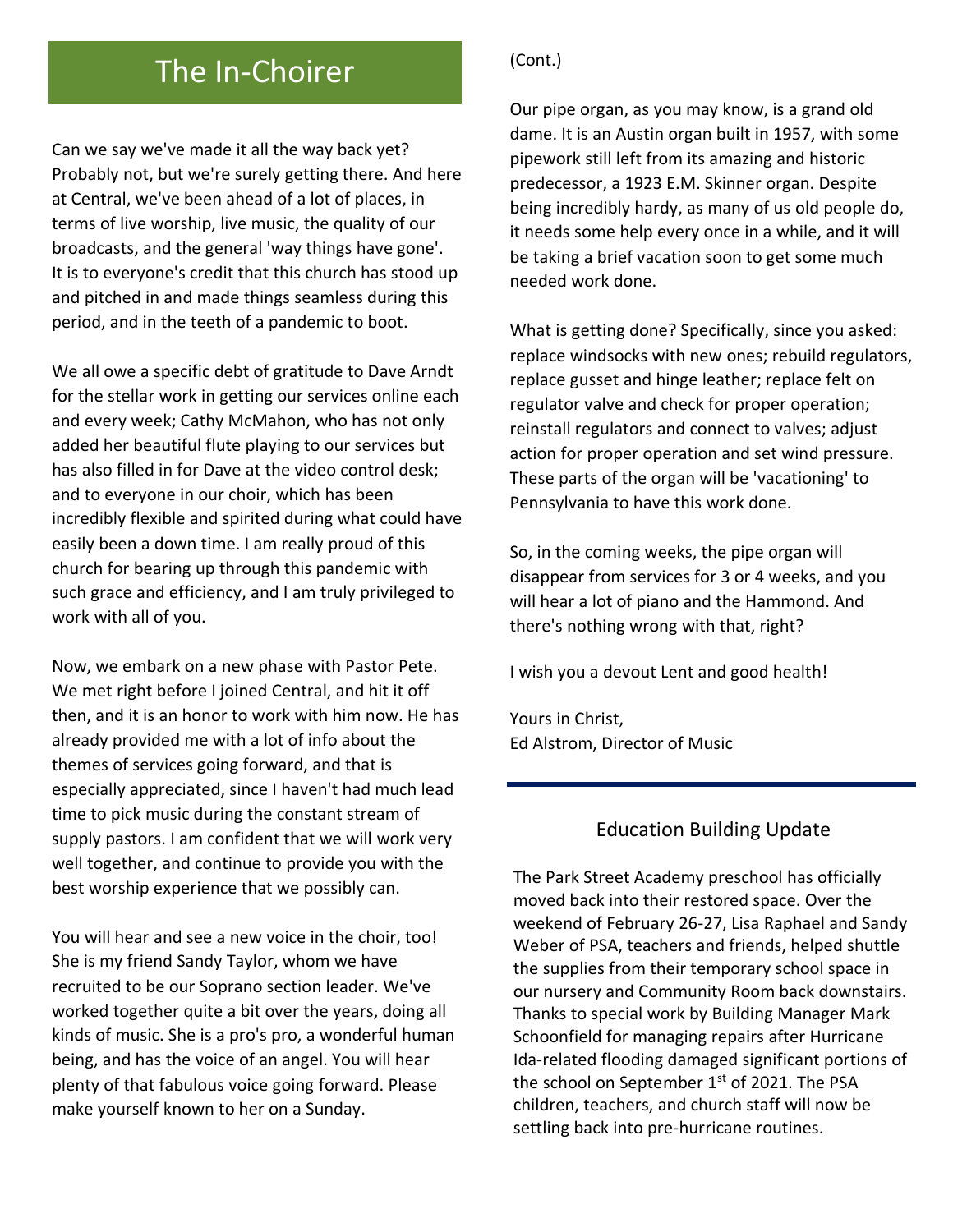# The In-Choirer

Can we say we've made it all the way back yet? Probably not, but we're surely getting there. And here at Central, we've been ahead of a lot of places, in terms of live worship, live music, the quality of our broadcasts, and the general 'way things have gone'. It is to everyone's credit that this church has stood up and pitched in and made things seamless during this period, and in the teeth of a pandemic to boot.

We all owe a specific debt of gratitude to Dave Arndt for the stellar work in getting our services online each and every week; Cathy McMahon, who has not only added her beautiful flute playing to our services but has also filled in for Dave at the video control desk; and to everyone in our choir, which has been incredibly flexible and spirited during what could have easily been a down time. I am really proud of this church for bearing up through this pandemic with such grace and efficiency, and I am truly privileged to work with all of you.

Now, we embark on a new phase with Pastor Pete. We met right before I joined Central, and hit it off then, and it is an honor to work with him now. He has already provided me with a lot of info about the themes of services going forward, and that is especially appreciated, since I haven't had much lead time to pick music during the constant stream of supply pastors. I am confident that we will work very well together, and continue to provide you with the best worship experience that we possibly can.

You will hear and see a new voice in the choir, too! She is my friend Sandy Taylor, whom we have recruited to be our Soprano section leader. We've worked together quite a bit over the years, doing all kinds of music. She is a pro's pro, a wonderful human being, and has the voice of an angel. You will hear plenty of that fabulous voice going forward. Please make yourself known to her on a Sunday.

(Cont.)

Our pipe organ, as you may know, is a grand old dame. It is an Austin organ built in 1957, with some pipework still left from its amazing and historic predecessor, a 1923 E.M. Skinner organ. Despite being incredibly hardy, as many of us old people do, it needs some help every once in a while, and it will be taking a brief vacation soon to get some much needed work done.

What is getting done? Specifically, since you asked: replace windsocks with new ones; rebuild regulators, replace gusset and hinge leather; replace felt on regulator valve and check for proper operation; reinstall regulators and connect to valves; adjust action for proper operation and set wind pressure. These parts of the organ will be 'vacationing' to Pennsylvania to have this work done.

So, in the coming weeks, the pipe organ will disappear from services for 3 or 4 weeks, and you will hear a lot of piano and the Hammond. And there's nothing wrong with that, right?

I wish you a devout Lent and good health!

Yours in Christ,
Ed Alstrom, Director of Music

---

## Education Building Update

The Park Street Academy preschool has officially moved back into their restored space. Over the weekend of February 26-27, Lisa Raphael and Sandy Weber of PSA, teachers and friends, helped shuttle the supplies from their temporary school space in our nursery and Community Room back downstairs. Thanks to special work by Building Manager Mark Schoonfield for managing repairs after Hurricane Ida-related flooding damaged significant portions of the school on September 1st of 2021. The PSA children, teachers, and church staff will now be settling back into pre-hurricane routines.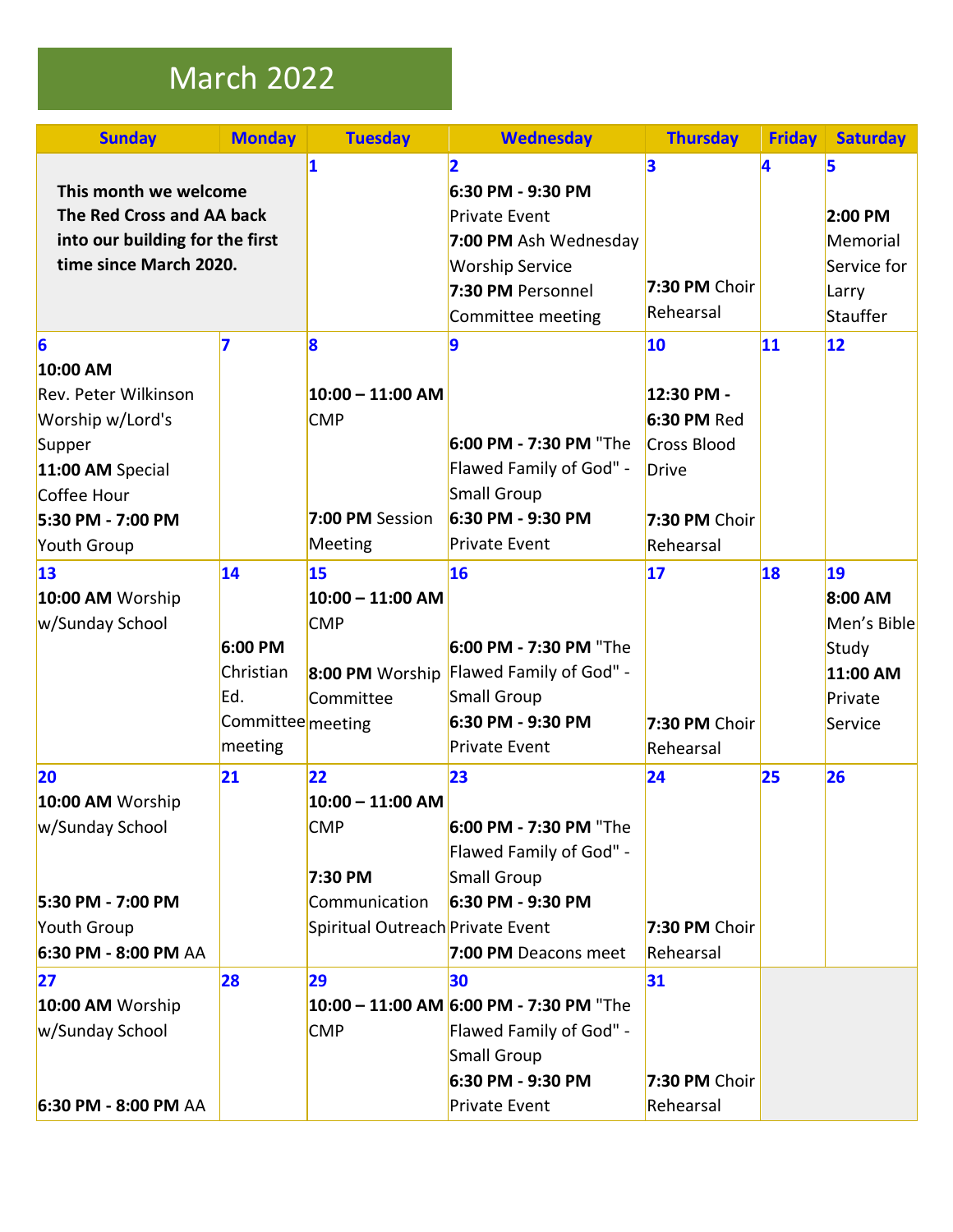# March 2022

| Sunday | Monday | Tuesday | Wednesday | Thursday | Friday | Saturday |
|---|---|---|---|---|---|---|
| **This month we welcome The Red Cross and AA back into our building for the first time since March 2020.** | | 1 | 2 **6:30 PM - 9:30 PM** Private Event **7:00 PM** Ash Wednesday Worship Service **7:30 PM** Personnel Committee meeting | 3 **7:30 PM** Choir Rehearsal | 4 | 5 **2:00 PM** Memorial Service for Larry Stauffer |
| 6 **10:00 AM** Rev. Peter Wilkinson Worship w/Lord's Supper **11:00 AM** Special Coffee Hour **5:30 PM - 7:00 PM** Youth Group | 7 | 8 **10:00 – 11:00 AM** CMP **7:00 PM** Session Meeting | 9 **6:00 PM - 7:30 PM** "The Flawed Family of God" - Small Group **6:30 PM - 9:30 PM** Private Event | 10 **12:30 PM - 6:30 PM** Red Cross Blood Drive **7:30 PM** Choir Rehearsal | 11 | 12 |
| 13 **10:00 AM** Worship w/Sunday School | 14 **6:00 PM** Christian Ed. Committee meeting | 15 **10:00 – 11:00 AM** CMP **8:00 PM** Worship Committee meeting | 16 **6:00 PM - 7:30 PM** "The Flawed Family of God" - Small Group **6:30 PM - 9:30 PM** Private Event | 17 **7:30 PM** Choir Rehearsal | 18 | 19 **8:00 AM** Men's Bible Study **11:00 AM** Private Service |
| 20 **10:00 AM** Worship w/Sunday School **5:30 PM - 7:00 PM** Youth Group **6:30 PM - 8:00 PM** AA | 21 | 22 **10:00 – 11:00 AM** CMP **7:30 PM** Communication Spiritual Outreach | 23 **6:00 PM - 7:30 PM** "The Flawed Family of God" - Small Group **6:30 PM - 9:30 PM** Private Event **7:00 PM** Deacons meet | 24 **7:30 PM** Choir Rehearsal | 25 | 26 |
| 27 **10:00 AM** Worship w/Sunday School **6:30 PM - 8:00 PM** AA | 28 | 29 **10:00 – 11:00 AM** CMP | 30 **6:00 PM - 7:30 PM** "The Flawed Family of God" - Small Group **6:30 PM - 9:30 PM** Private Event | 31 **7:30 PM** Choir Rehearsal | | |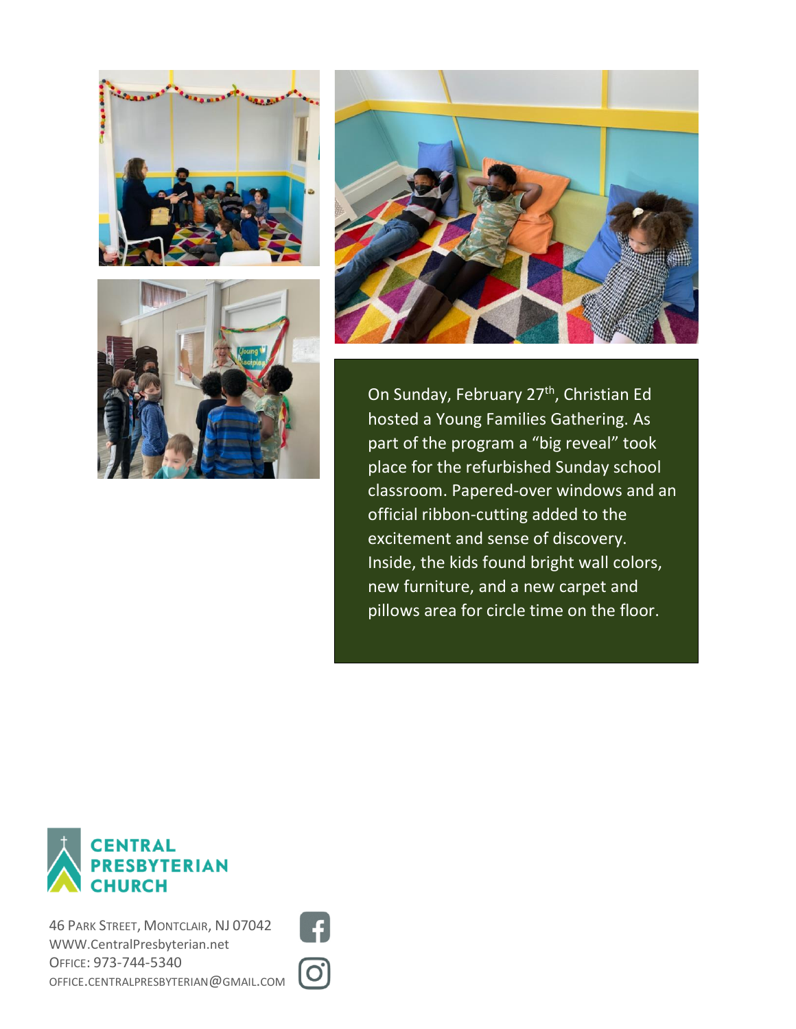On Sunday, February 27th, Christian Ed hosted a Young Families Gathering. As part of the program a "big reveal" took place for the refurbished Sunday school classroom. Papered-over windows and an official ribbon-cutting added to the excitement and sense of discovery. Inside, the kids found bright wall colors, new furniture, and a new carpet and pillows area for circle time on the floor.

**CENTRAL PRESBYTERIAN CHURCH**

46 Park Street, Montclair, NJ 07042
WWW.CentralPresbyterian.net
Office: 973-744-5340
OFFICE.CENTRALPRESBYTERIAN@GMAIL.COM